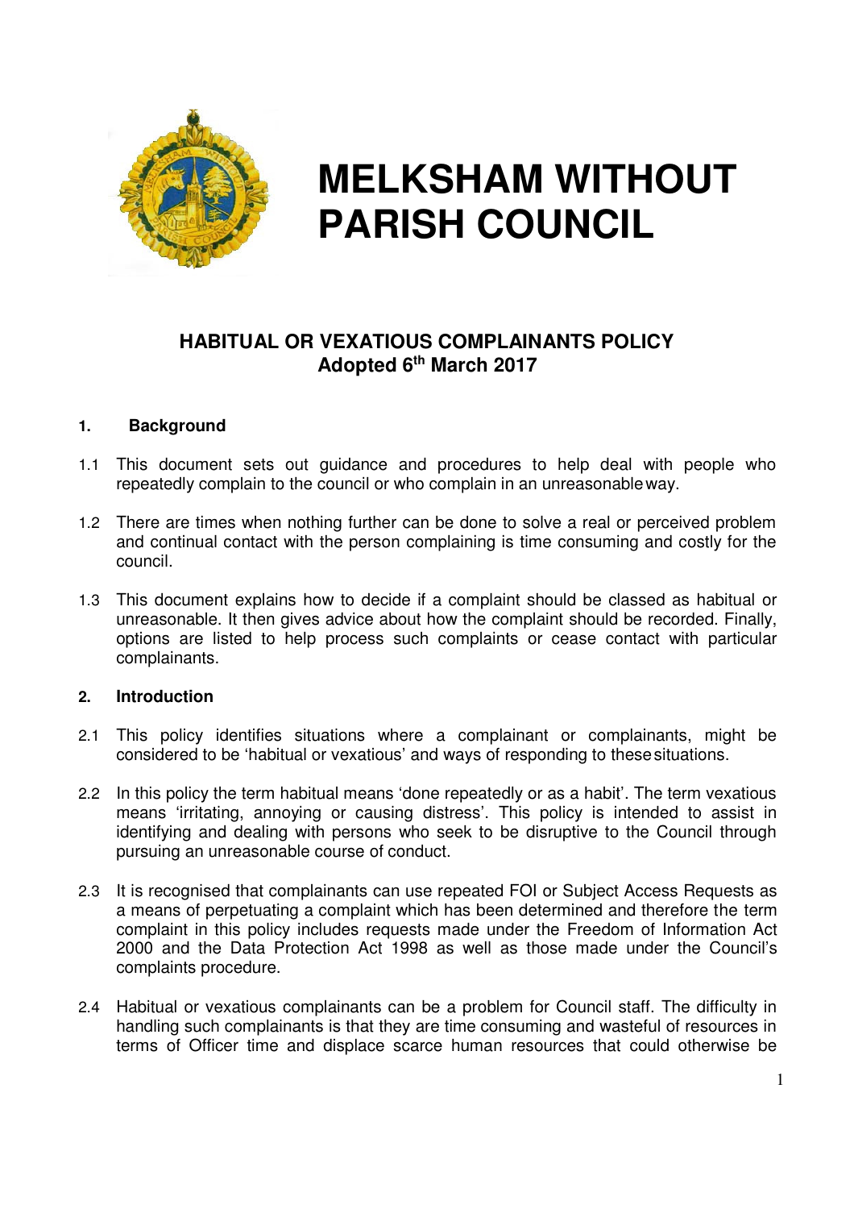# MELKSHAM WITHOUT PARISH COUNCIL

## HABITUAL OR VEXATIOUS COMPLAINANTS POLICY
## Adopted 6th March 2017

### 1. Background

1.1 This document sets out guidance and procedures to help deal with people who repeatedly complain to the council or who complain in an unreasonable way.

1.2 There are times when nothing further can be done to solve a real or perceived problem and continual contact with the person complaining is time consuming and costly for the council.

1.3 This document explains how to decide if a complaint should be classed as habitual or unreasonable. It then gives advice about how the complaint should be recorded. Finally, options are listed to help process such complaints or cease contact with particular complainants.

### 2. Introduction

2.1 This policy identifies situations where a complainant or complainants, might be considered to be 'habitual or vexatious' and ways of responding to these situations.

2.2 In this policy the term habitual means 'done repeatedly or as a habit'. The term vexatious means 'irritating, annoying or causing distress'. This policy is intended to assist in identifying and dealing with persons who seek to be disruptive to the Council through pursuing an unreasonable course of conduct.

2.3 It is recognised that complainants can use repeated FOI or Subject Access Requests as a means of perpetuating a complaint which has been determined and therefore the term complaint in this policy includes requests made under the Freedom of Information Act 2000 and the Data Protection Act 1998 as well as those made under the Council's complaints procedure.

2.4 Habitual or vexatious complainants can be a problem for Council staff. The difficulty in handling such complainants is that they are time consuming and wasteful of resources in terms of Officer time and displace scarce human resources that could otherwise be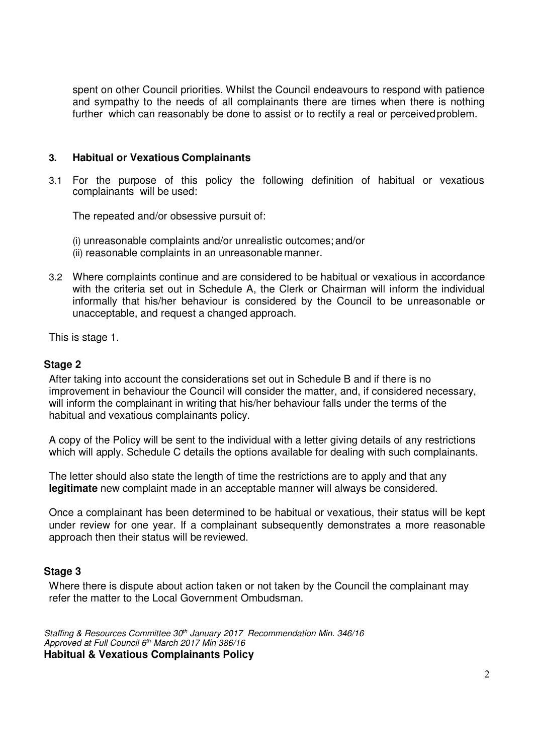spent on other Council priorities. Whilst the Council endeavours to respond with patience and sympathy to the needs of all complainants there are times when there is nothing further which can reasonably be done to assist or to rectify a real or perceived problem.

### 3. Habitual or Vexatious Complainants

3.1 For the purpose of this policy the following definition of habitual or vexatious complainants will be used:

The repeated and/or obsessive pursuit of:

(i) unreasonable complaints and/or unrealistic outcomes; and/or
(ii) reasonable complaints in an unreasonable manner.

3.2 Where complaints continue and are considered to be habitual or vexatious in accordance with the criteria set out in Schedule A, the Clerk or Chairman will inform the individual informally that his/her behaviour is considered by the Council to be unreasonable or unacceptable, and request a changed approach.

This is stage 1.

### Stage 2

After taking into account the considerations set out in Schedule B and if there is no improvement in behaviour the Council will consider the matter, and, if considered necessary, will inform the complainant in writing that his/her behaviour falls under the terms of the habitual and vexatious complainants policy.

A copy of the Policy will be sent to the individual with a letter giving details of any restrictions which will apply. Schedule C details the options available for dealing with such complainants.

The letter should also state the length of time the restrictions are to apply and that any **legitimate** new complaint made in an acceptable manner will always be considered.

Once a complainant has been determined to be habitual or vexatious, their status will be kept under review for one year. If a complainant subsequently demonstrates a more reasonable approach then their status will be reviewed.

### Stage 3

Where there is dispute about action taken or not taken by the Council the complainant may refer the matter to the Local Government Ombudsman.

*Staffing & Resources Committee 30th January 2017 Recommendation Min. 346/16*
*Approved at Full Council 6th March 2017 Min 386/16*
**Habitual & Vexatious Complainants Policy**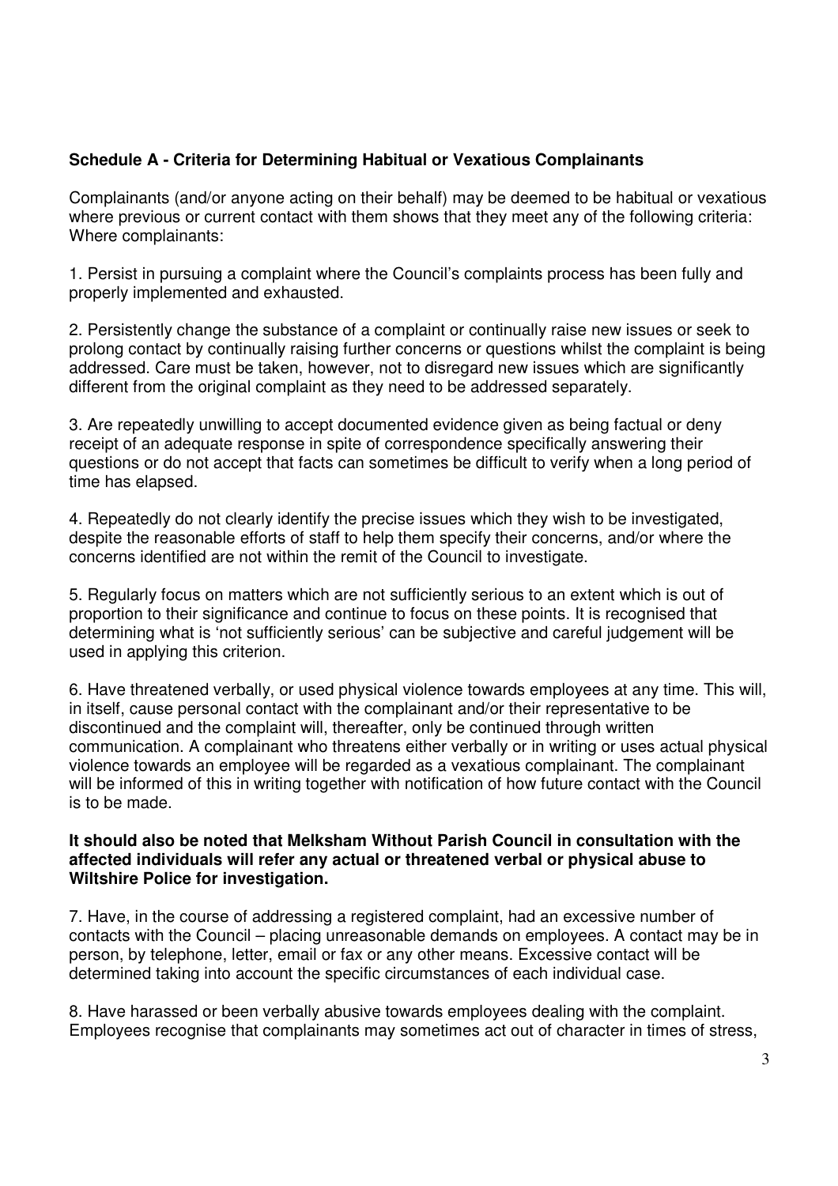**Schedule A - Criteria for Determining Habitual or Vexatious Complainants**

Complainants (and/or anyone acting on their behalf) may be deemed to be habitual or vexatious where previous or current contact with them shows that they meet any of the following criteria: Where complainants:

1. Persist in pursuing a complaint where the Council's complaints process has been fully and properly implemented and exhausted.

2. Persistently change the substance of a complaint or continually raise new issues or seek to prolong contact by continually raising further concerns or questions whilst the complaint is being addressed. Care must be taken, however, not to disregard new issues which are significantly different from the original complaint as they need to be addressed separately.

3. Are repeatedly unwilling to accept documented evidence given as being factual or deny receipt of an adequate response in spite of correspondence specifically answering their questions or do not accept that facts can sometimes be difficult to verify when a long period of time has elapsed.

4. Repeatedly do not clearly identify the precise issues which they wish to be investigated, despite the reasonable efforts of staff to help them specify their concerns, and/or where the concerns identified are not within the remit of the Council to investigate.

5. Regularly focus on matters which are not sufficiently serious to an extent which is out of proportion to their significance and continue to focus on these points. It is recognised that determining what is 'not sufficiently serious' can be subjective and careful judgement will be used in applying this criterion.

6. Have threatened verbally, or used physical violence towards employees at any time. This will, in itself, cause personal contact with the complainant and/or their representative to be discontinued and the complaint will, thereafter, only be continued through written communication. A complainant who threatens either verbally or in writing or uses actual physical violence towards an employee will be regarded as a vexatious complainant. The complainant will be informed of this in writing together with notification of how future contact with the Council is to be made.

**It should also be noted that Melksham Without Parish Council in consultation with the affected individuals will refer any actual or threatened verbal or physical abuse to Wiltshire Police for investigation.**

7. Have, in the course of addressing a registered complaint, had an excessive number of contacts with the Council – placing unreasonable demands on employees. A contact may be in person, by telephone, letter, email or fax or any other means. Excessive contact will be determined taking into account the specific circumstances of each individual case.

8. Have harassed or been verbally abusive towards employees dealing with the complaint. Employees recognise that complainants may sometimes act out of character in times of stress,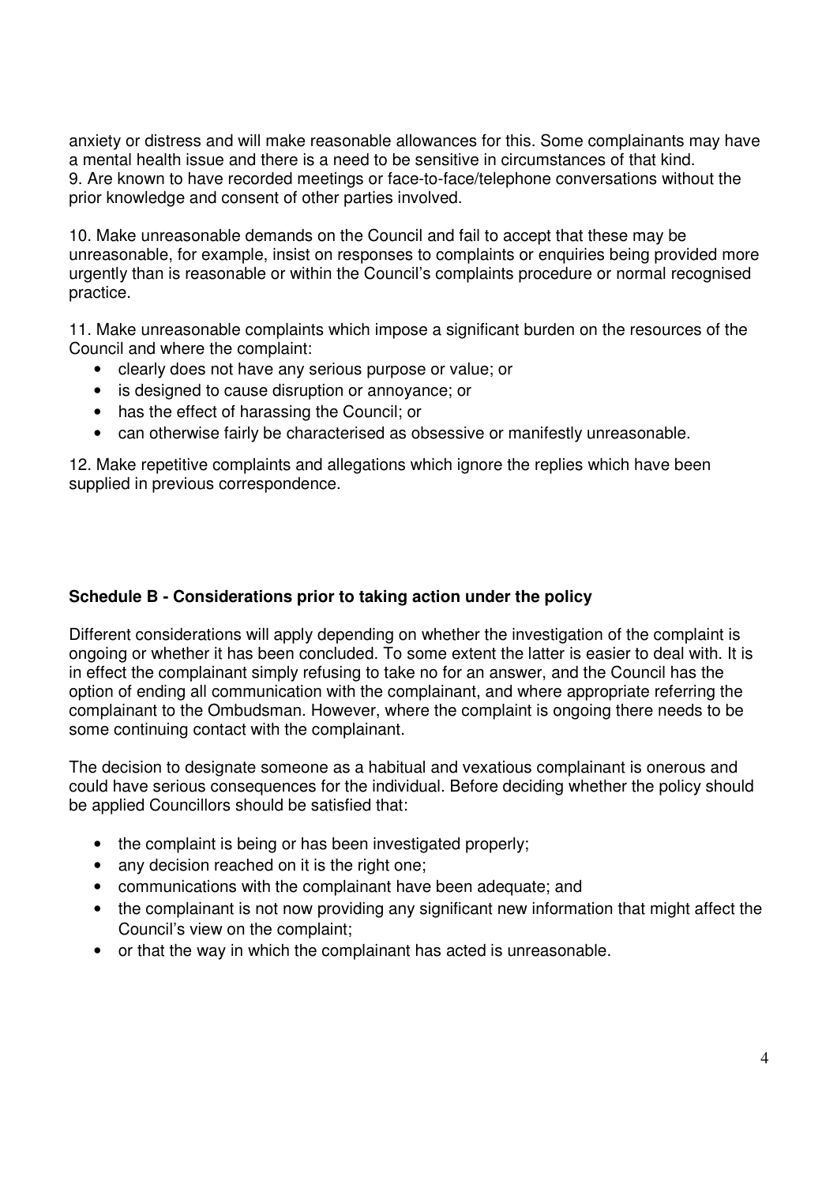anxiety or distress and will make reasonable allowances for this. Some complainants may have a mental health issue and there is a need to be sensitive in circumstances of that kind.
9. Are known to have recorded meetings or face-to-face/telephone conversations without the prior knowledge and consent of other parties involved.

10. Make unreasonable demands on the Council and fail to accept that these may be unreasonable, for example, insist on responses to complaints or enquiries being provided more urgently than is reasonable or within the Council's complaints procedure or normal recognised practice.

11. Make unreasonable complaints which impose a significant burden on the resources of the Council and where the complaint:

- clearly does not have any serious purpose or value; or
- is designed to cause disruption or annoyance; or
- has the effect of harassing the Council; or
- can otherwise fairly be characterised as obsessive or manifestly unreasonable.

12. Make repetitive complaints and allegations which ignore the replies which have been supplied in previous correspondence.

## Schedule B - Considerations prior to taking action under the policy

Different considerations will apply depending on whether the investigation of the complaint is ongoing or whether it has been concluded. To some extent the latter is easier to deal with. It is in effect the complainant simply refusing to take no for an answer, and the Council has the option of ending all communication with the complainant, and where appropriate referring the complainant to the Ombudsman. However, where the complaint is ongoing there needs to be some continuing contact with the complainant.

The decision to designate someone as a habitual and vexatious complainant is onerous and could have serious consequences for the individual. Before deciding whether the policy should be applied Councillors should be satisfied that:

- the complaint is being or has been investigated properly;
- any decision reached on it is the right one;
- communications with the complainant have been adequate; and
- the complainant is not now providing any significant new information that might affect the Council's view on the complaint;
- or that the way in which the complainant has acted is unreasonable.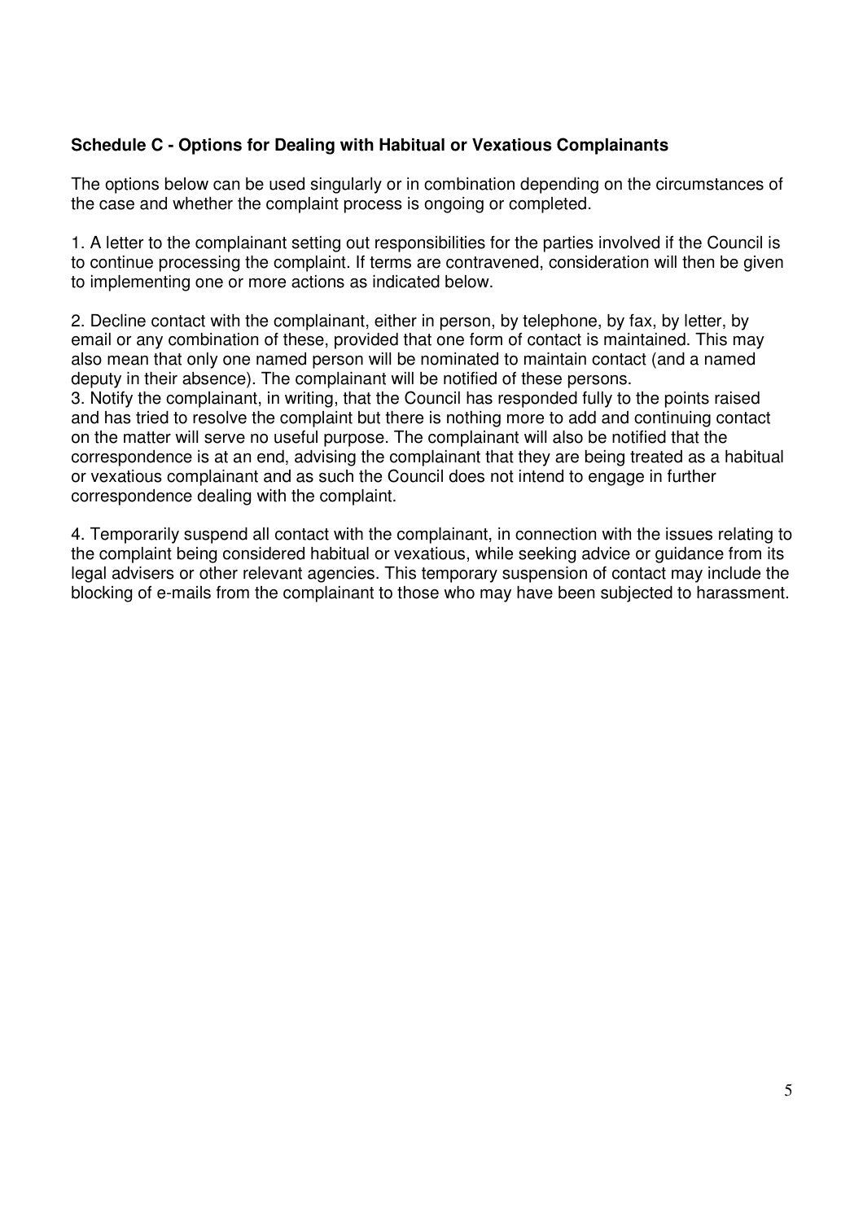**Schedule C - Options for Dealing with Habitual or Vexatious Complainants**

The options below can be used singularly or in combination depending on the circumstances of the case and whether the complaint process is ongoing or completed.

1. A letter to the complainant setting out responsibilities for the parties involved if the Council is to continue processing the complaint. If terms are contravened, consideration will then be given to implementing one or more actions as indicated below.

2. Decline contact with the complainant, either in person, by telephone, by fax, by letter, by email or any combination of these, provided that one form of contact is maintained. This may also mean that only one named person will be nominated to maintain contact (and a named deputy in their absence). The complainant will be notified of these persons.

3. Notify the complainant, in writing, that the Council has responded fully to the points raised and has tried to resolve the complaint but there is nothing more to add and continuing contact on the matter will serve no useful purpose. The complainant will also be notified that the correspondence is at an end, advising the complainant that they are being treated as a habitual or vexatious complainant and as such the Council does not intend to engage in further correspondence dealing with the complaint.

4. Temporarily suspend all contact with the complainant, in connection with the issues relating to the complaint being considered habitual or vexatious, while seeking advice or guidance from its legal advisers or other relevant agencies. This temporary suspension of contact may include the blocking of e-mails from the complainant to those who may have been subjected to harassment.